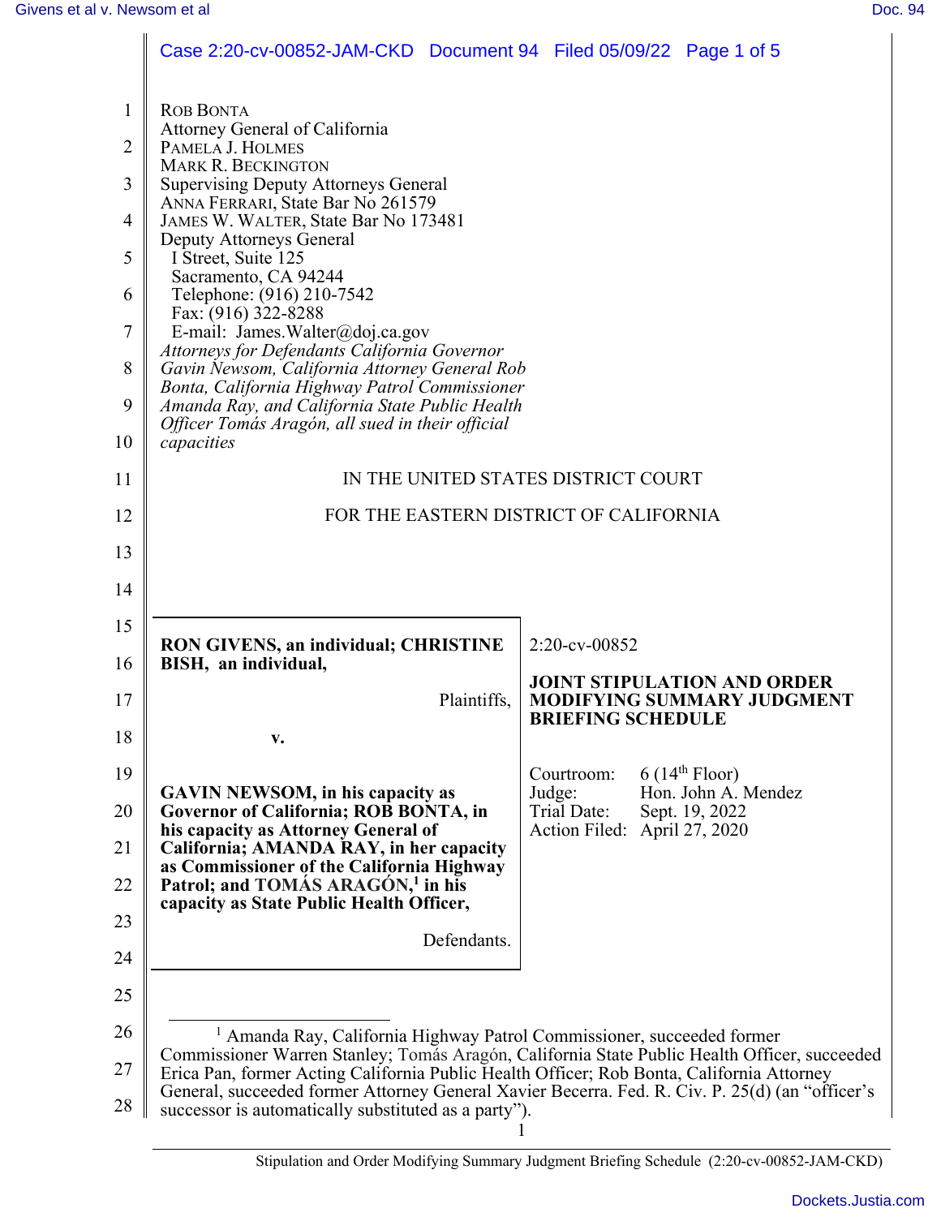ROB BONTA
Attorney General of California
PAMELA J. HOLMES
MARK R. BECKINGTON
Supervising Deputy Attorneys General
ANNA FERRARI, State Bar No 261579
JAMES W. WALTER, State Bar No 173481
Deputy Attorneys General
I Street, Suite 125
Sacramento, CA 94244
Telephone: (916) 210-7542
Fax: (916) 322-8288
E-mail: James.Walter@doj.ca.gov
*Attorneys for Defendants California Governor Gavin Newsom, California Attorney General Rob Bonta, California Highway Patrol Commissioner Amanda Ray, and California State Public Health Officer Tomás Aragón, all sued in their official capacities*

IN THE UNITED STATES DISTRICT COURT

FOR THE EASTERN DISTRICT OF CALIFORNIA

**RON GIVENS, an individual; CHRISTINE BISH, an individual,**

Plaintiffs,

**v.**

**GAVIN NEWSOM, in his capacity as Governor of California; ROB BONTA, in his capacity as Attorney General of California; AMANDA RAY, in her capacity as Commissioner of the California Highway Patrol; and TOMÁS ARAGÓN,[1] in his capacity as State Public Health Officer,**

Defendants.

2:20-cv-00852

**JOINT STIPULATION AND ORDER MODIFYING SUMMARY JUDGMENT BRIEFING SCHEDULE**

| | |
|---|---|
| Courtroom: | 6 (14th Floor) |
| Judge: | Hon. John A. Mendez |
| Trial Date: | Sept. 19, 2022 |
| Action Filed: | April 27, 2020 |

[1] Amanda Ray, California Highway Patrol Commissioner, succeeded former Commissioner Warren Stanley; Tomás Aragón, California State Public Health Officer, succeeded Erica Pan, former Acting California Public Health Officer; Rob Bonta, California Attorney General, succeeded former Attorney General Xavier Becerra. Fed. R. Civ. P. 25(d) (an "officer's successor is automatically substituted as a party").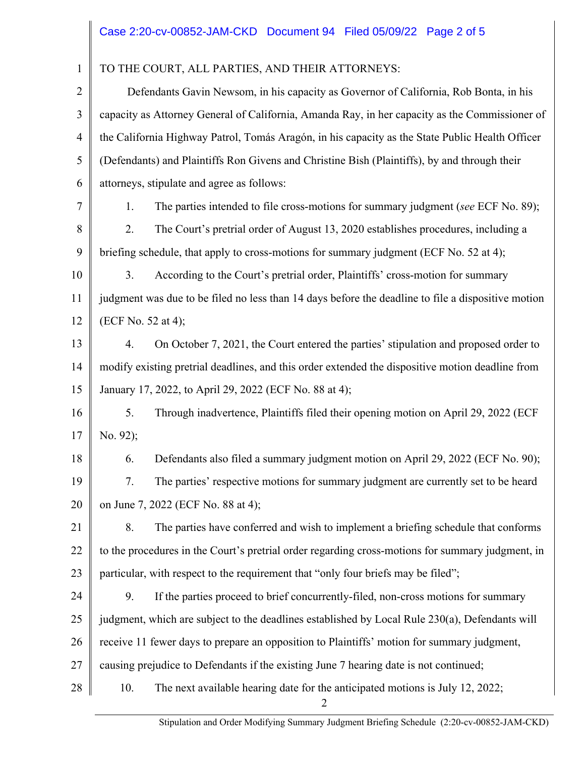TO THE COURT, ALL PARTIES, AND THEIR ATTORNEYS:

Defendants Gavin Newsom, in his capacity as Governor of California, Rob Bonta, in his capacity as Attorney General of California, Amanda Ray, in her capacity as the Commissioner of the California Highway Patrol, Tomás Aragón, in his capacity as the State Public Health Officer (Defendants) and Plaintiffs Ron Givens and Christine Bish (Plaintiffs), by and through their attorneys, stipulate and agree as follows:

1. The parties intended to file cross-motions for summary judgment (*see* ECF No. 89);

2. The Court's pretrial order of August 13, 2020 establishes procedures, including a briefing schedule, that apply to cross-motions for summary judgment (ECF No. 52 at 4);

3. According to the Court's pretrial order, Plaintiffs' cross-motion for summary judgment was due to be filed no less than 14 days before the deadline to file a dispositive motion (ECF No. 52 at 4);

4. On October 7, 2021, the Court entered the parties' stipulation and proposed order to modify existing pretrial deadlines, and this order extended the dispositive motion deadline from January 17, 2022, to April 29, 2022 (ECF No. 88 at 4);

5. Through inadvertence, Plaintiffs filed their opening motion on April 29, 2022 (ECF No. 92);

6. Defendants also filed a summary judgment motion on April 29, 2022 (ECF No. 90);

7. The parties' respective motions for summary judgment are currently set to be heard on June 7, 2022 (ECF No. 88 at 4);

8. The parties have conferred and wish to implement a briefing schedule that conforms to the procedures in the Court's pretrial order regarding cross-motions for summary judgment, in particular, with respect to the requirement that "only four briefs may be filed";

9. If the parties proceed to brief concurrently-filed, non-cross motions for summary judgment, which are subject to the deadlines established by Local Rule 230(a), Defendants will receive 11 fewer days to prepare an opposition to Plaintiffs' motion for summary judgment, causing prejudice to Defendants if the existing June 7 hearing date is not continued;

10. The next available hearing date for the anticipated motions is July 12, 2022;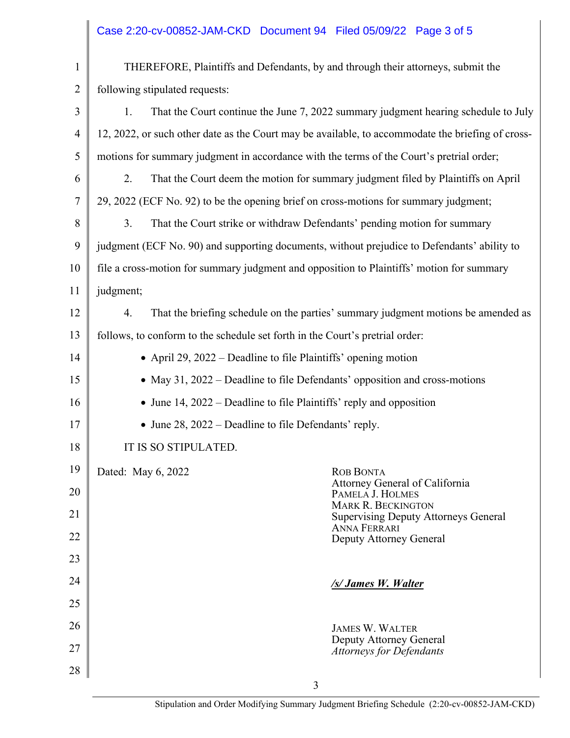THEREFORE, Plaintiffs and Defendants, by and through their attorneys, submit the following stipulated requests:

1. That the Court continue the June 7, 2022 summary judgment hearing schedule to July 12, 2022, or such other date as the Court may be available, to accommodate the briefing of cross-motions for summary judgment in accordance with the terms of the Court's pretrial order;

2. That the Court deem the motion for summary judgment filed by Plaintiffs on April 29, 2022 (ECF No. 92) to be the opening brief on cross-motions for summary judgment;

3. That the Court strike or withdraw Defendants' pending motion for summary judgment (ECF No. 90) and supporting documents, without prejudice to Defendants' ability to file a cross-motion for summary judgment and opposition to Plaintiffs' motion for summary judgment;

4. That the briefing schedule on the parties' summary judgment motions be amended as follows, to conform to the schedule set forth in the Court's pretrial order:

- April 29, 2022 – Deadline to file Plaintiffs' opening motion
- May 31, 2022 – Deadline to file Defendants' opposition and cross-motions
- June 14, 2022 – Deadline to file Plaintiffs' reply and opposition
- June 28, 2022 – Deadline to file Defendants' reply.

IT IS SO STIPULATED.

Dated: May 6, 2022

ROB BONTA
Attorney General of California
PAMELA J. HOLMES
MARK R. BECKINGTON
Supervising Deputy Attorneys General
ANNA FERRARI
Deputy Attorney General

***/s/ James W. Walter***

JAMES W. WALTER
Deputy Attorney General
*Attorneys for Defendants*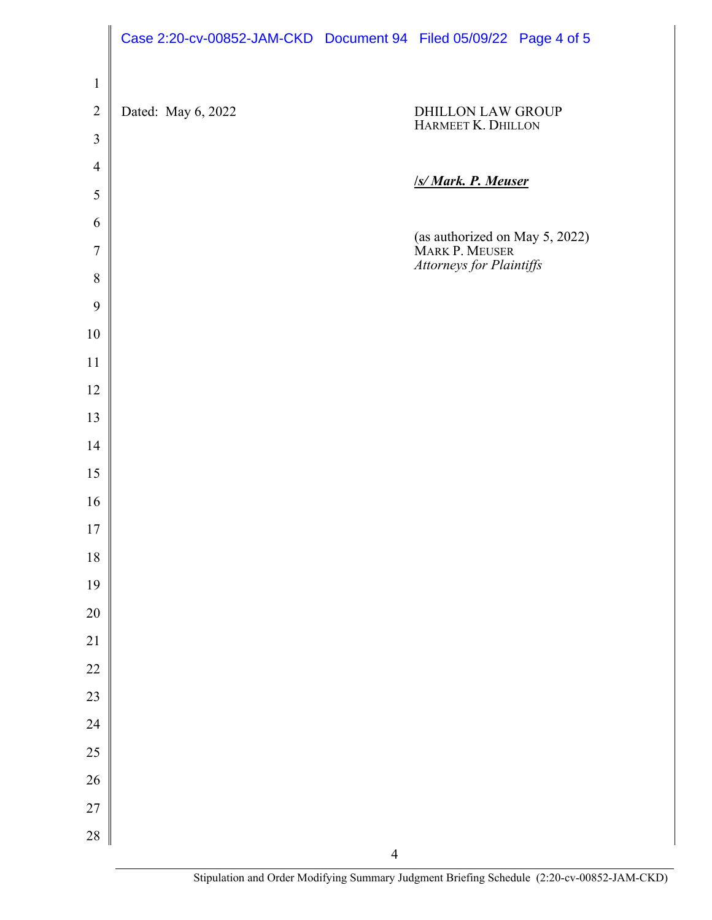Dated: May 6, 2022

DHILLON LAW GROUP
HARMEET K. DHILLON

***/s/ Mark. P. Meuser***

(as authorized on May 5, 2022)
MARK P. MEUSER
*Attorneys for Plaintiffs*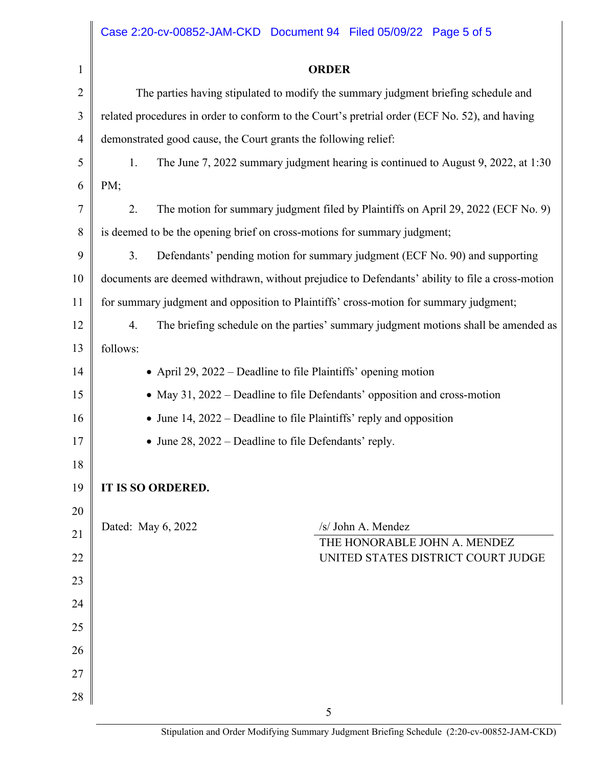## ORDER

The parties having stipulated to modify the summary judgment briefing schedule and related procedures in order to conform to the Court's pretrial order (ECF No. 52), and having demonstrated good cause, the Court grants the following relief:

1. The June 7, 2022 summary judgment hearing is continued to August 9, 2022, at 1:30 PM;

2. The motion for summary judgment filed by Plaintiffs on April 29, 2022 (ECF No. 9) is deemed to be the opening brief on cross-motions for summary judgment;

3. Defendants' pending motion for summary judgment (ECF No. 90) and supporting documents are deemed withdrawn, without prejudice to Defendants' ability to file a cross-motion for summary judgment and opposition to Plaintiffs' cross-motion for summary judgment;

4. The briefing schedule on the parties' summary judgment motions shall be amended as follows:

- April 29, 2022 – Deadline to file Plaintiffs' opening motion
- May 31, 2022 – Deadline to file Defendants' opposition and cross-motion
- June 14, 2022 – Deadline to file Plaintiffs' reply and opposition
- June 28, 2022 – Deadline to file Defendants' reply.

**IT IS SO ORDERED.**

Dated: May 6, 2022

/s/ John A. Mendez
THE HONORABLE JOHN A. MENDEZ
UNITED STATES DISTRICT COURT JUDGE